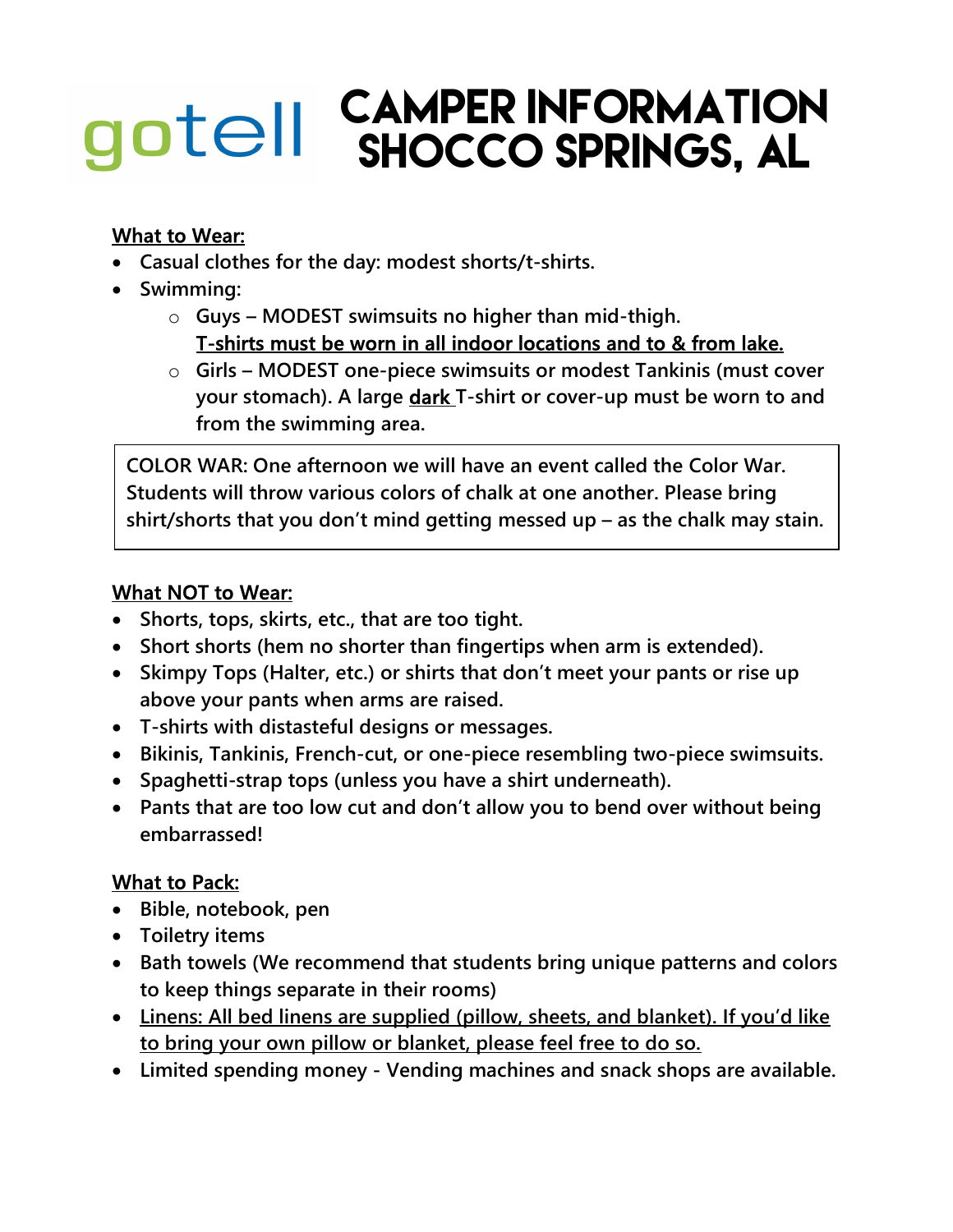# gotell CAMPER INFORMATION SHOCCO SPRINGS, AL

**What to Wear:**

- **Casual clothes for the day: modest shorts/t-shirts.**
- **Swimming:**
  - **Guys – MODEST swimsuits no higher than mid-thigh.** **T-shirts must be worn in all indoor locations and to & from lake.**
  - **Girls – MODEST one-piece swimsuits or modest Tankinis (must cover your stomach). A large dark T-shirt or cover-up must be worn to and from the swimming area.**

**COLOR WAR: One afternoon we will have an event called the Color War. Students will throw various colors of chalk at one another. Please bring shirt/shorts that you don't mind getting messed up – as the chalk may stain.**

**What NOT to Wear:**

- **Shorts, tops, skirts, etc., that are too tight.**
- **Short shorts (hem no shorter than fingertips when arm is extended).**
- **Skimpy Tops (Halter, etc.) or shirts that don't meet your pants or rise up above your pants when arms are raised.**
- **T-shirts with distasteful designs or messages.**
- **Bikinis, Tankinis, French-cut, or one-piece resembling two-piece swimsuits.**
- **Spaghetti-strap tops (unless you have a shirt underneath).**
- **Pants that are too low cut and don't allow you to bend over without being embarrassed!**

**What to Pack:**

- **Bible, notebook, pen**
- **Toiletry items**
- **Bath towels (We recommend that students bring unique patterns and colors to keep things separate in their rooms)**
- **Linens: All bed linens are supplied (pillow, sheets, and blanket). If you'd like to bring your own pillow or blanket, please feel free to do so.**
- **Limited spending money - Vending machines and snack shops are available.**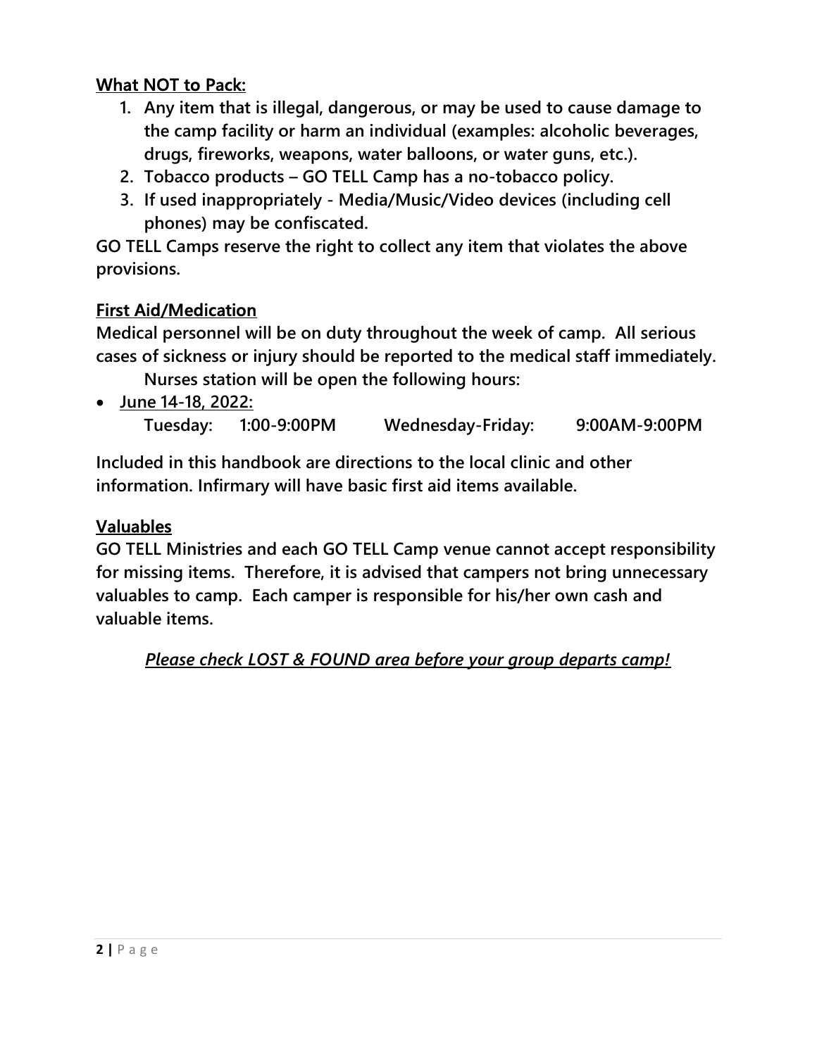## What NOT to Pack:

1. **Any item that is illegal, dangerous, or may be used to cause damage to the camp facility or harm an individual (examples: alcoholic beverages, drugs, fireworks, weapons, water balloons, or water guns, etc.).**
2. **Tobacco products – GO TELL Camp has a no-tobacco policy.**
3. **If used inappropriately - Media/Music/Video devices (including cell phones) may be confiscated.**

**GO TELL Camps reserve the right to collect any item that violates the above provisions.**

## First Aid/Medication

**Medical personnel will be on duty throughout the week of camp. All serious cases of sickness or injury should be reported to the medical staff immediately.**

**Nurses station will be open the following hours:**

- **June 14-18, 2022:**

| | | | |
|---|---|---|---|
| **Tuesday:** | **1:00-9:00PM** | **Wednesday-Friday:** | **9:00AM-9:00PM** |

**Included in this handbook are directions to the local clinic and other information. Infirmary will have basic first aid items available.**

## Valuables

**GO TELL Ministries and each GO TELL Camp venue cannot accept responsibility for missing items. Therefore, it is advised that campers not bring unnecessary valuables to camp. Each camper is responsible for his/her own cash and valuable items.**

***Please check LOST & FOUND area before your group departs camp!***